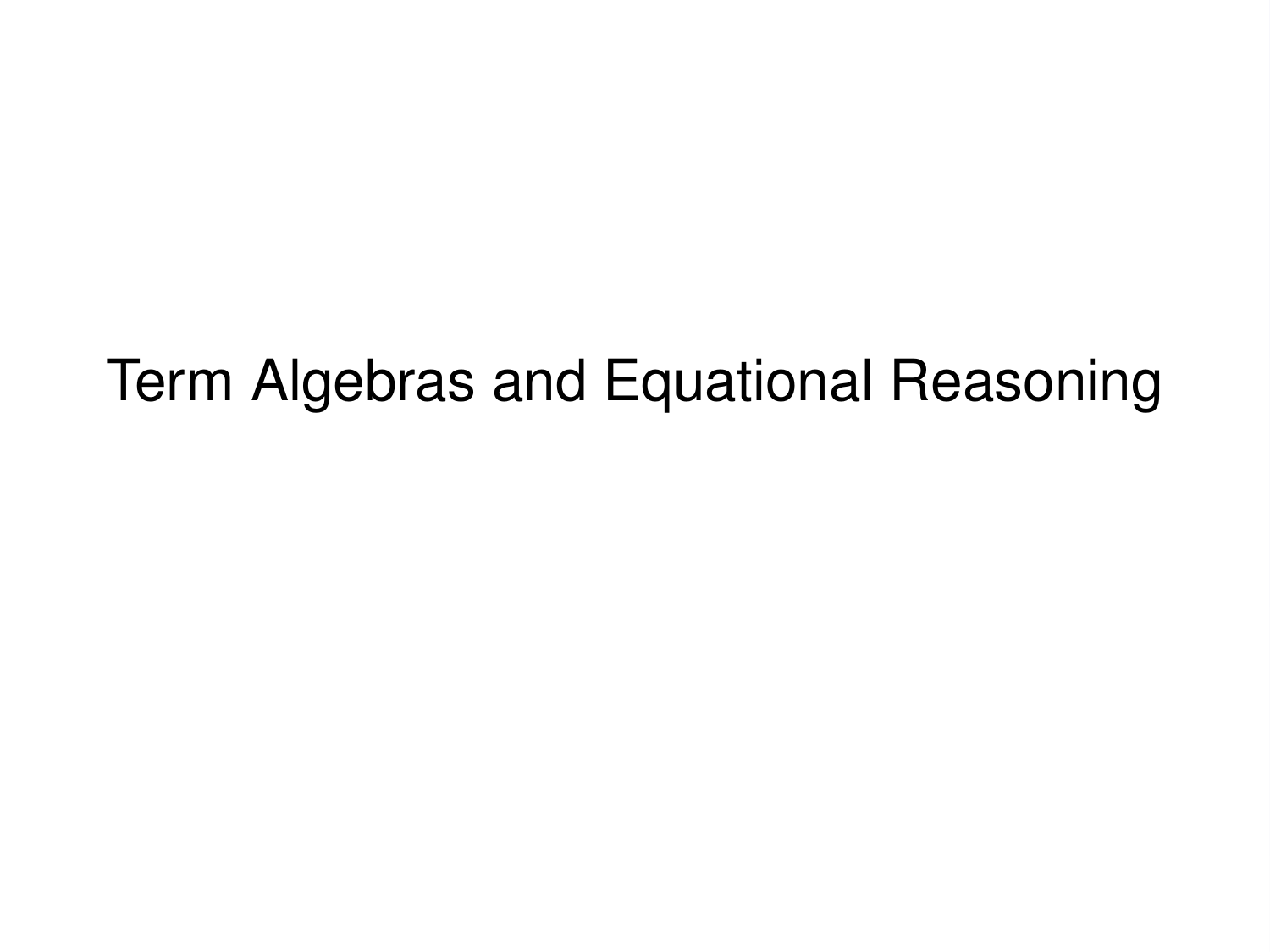# Term Algebras and Equational Reasoning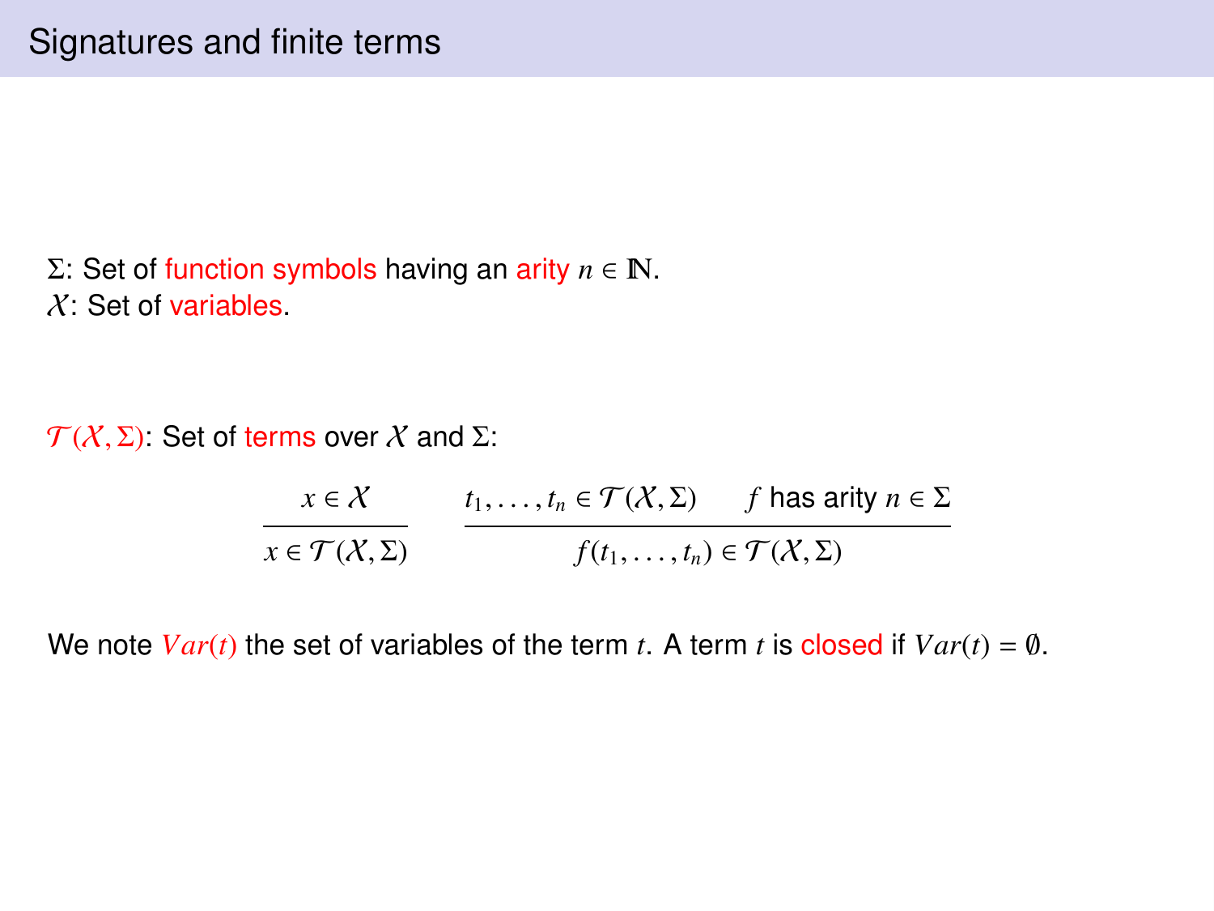# Signatures and finite terms

$\Sigma$: Set of function symbols having an arity $n \in \mathbb{N}$.
$\mathcal{X}$: Set of variables.

$\mathcal{T}(\mathcal{X}, \Sigma)$: Set of terms over $\mathcal{X}$ and $\Sigma$:

$$\frac{x \in \mathcal{X}}{x \in \mathcal{T}(\mathcal{X}, \Sigma)} \qquad \frac{t_1, \ldots, t_n \in \mathcal{T}(\mathcal{X}, \Sigma) \qquad f \text{ has arity } n \in \Sigma}{f(t_1, \ldots, t_n) \in \mathcal{T}(\mathcal{X}, \Sigma)}$$

We note $Var(t)$ the set of variables of the term $t$. A term $t$ is closed if $Var(t) = \emptyset$.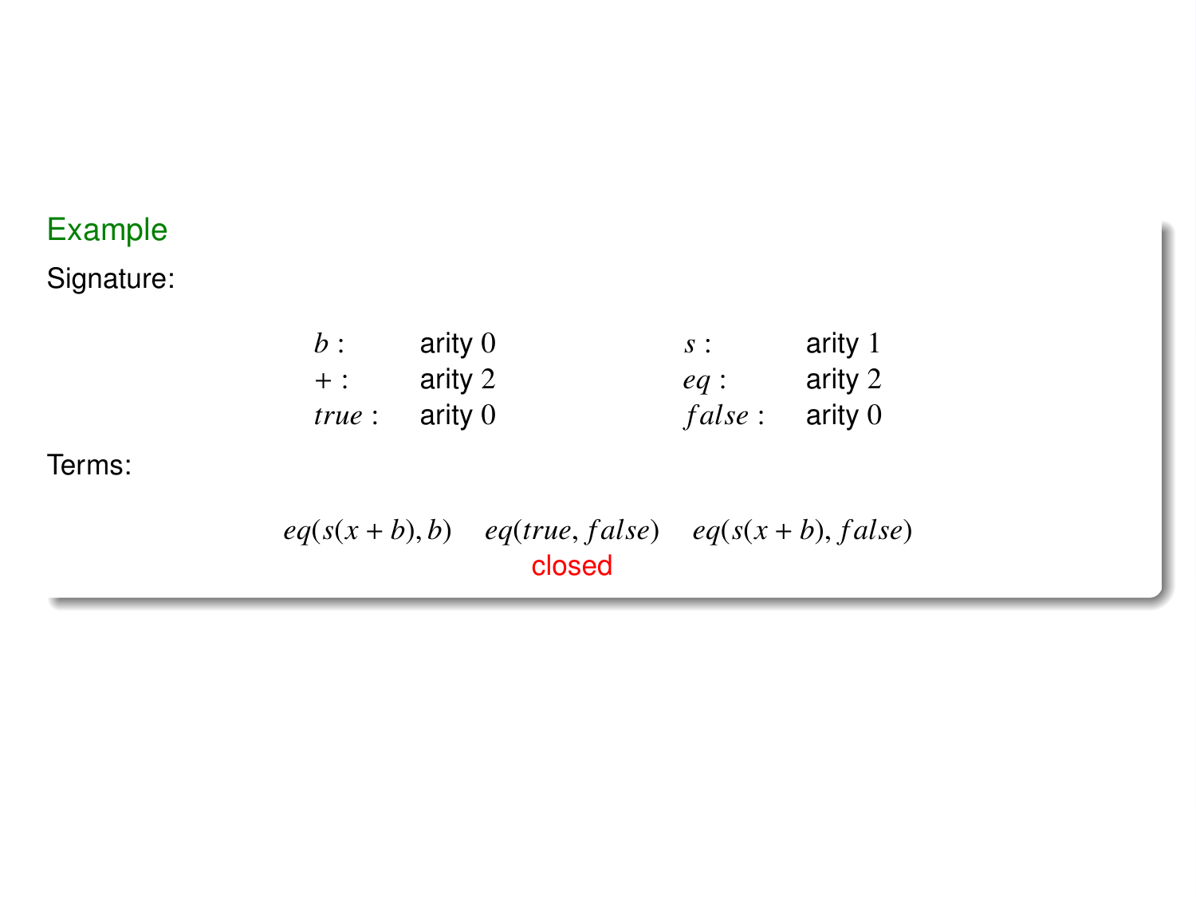### Example

Signature:

| | | | |
|---|---|---|---|
| $b$ : | arity 0 | $s$ : | arity 1 |
| $+$ : | arity 2 | $eq$ : | arity 2 |
| $true$ : | arity 0 | $false$ : | arity 0 |

Terms:

$$eq(s(x+b),b) \qquad eq(true, false) \qquad eq(s(x+b), false)$$

closed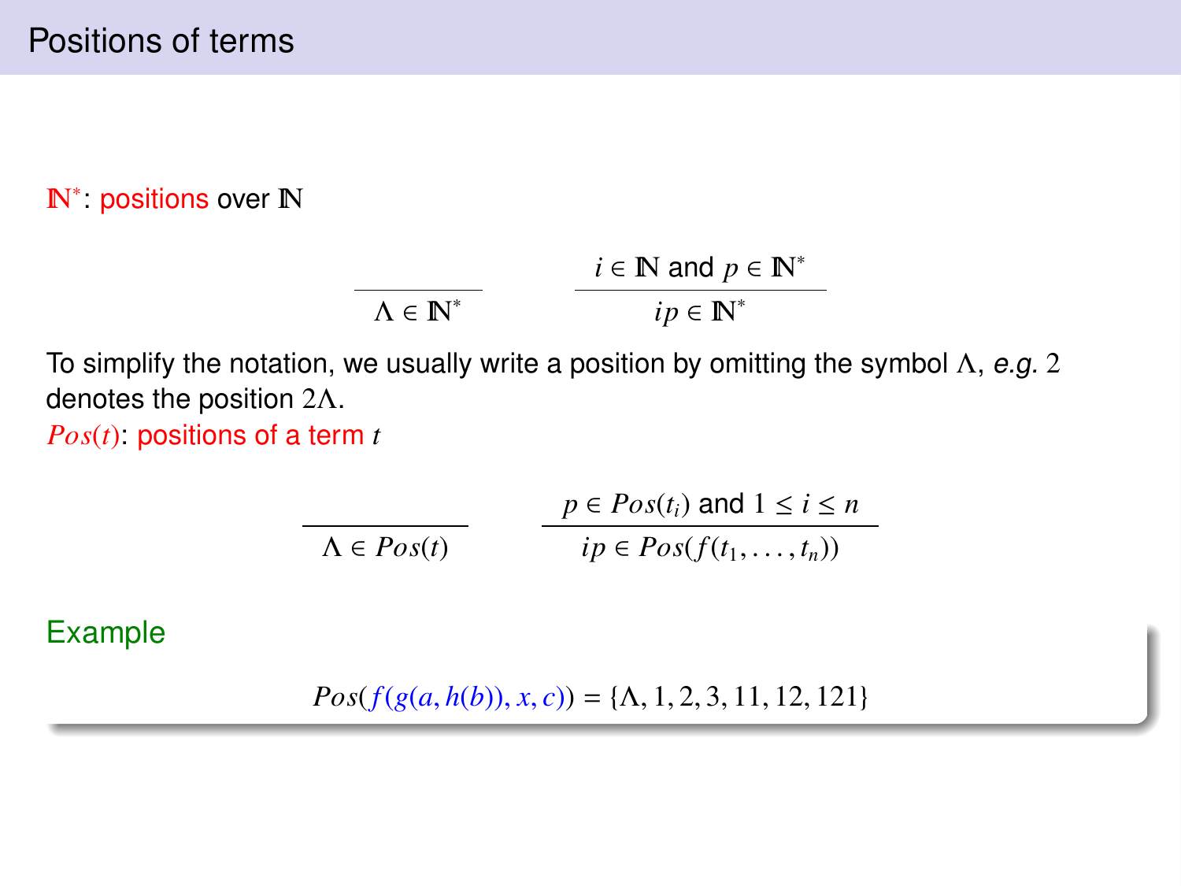# Positions of terms

$\mathbb{N}^*$: positions over $\mathbb{N}$

$$\frac{}{\Lambda \in \mathbb{N}^*} \qquad \frac{i \in \mathbb{N} \text{ and } p \in \mathbb{N}^*}{ip \in \mathbb{N}^*}$$

To simplify the notation, we usually write a position by omitting the symbol $\Lambda$, *e.g.* $2$ denotes the position $2\Lambda$.

$Pos(t)$: positions of a term $t$

$$\frac{}{\Lambda \in Pos(t)} \qquad \frac{p \in Pos(t_i) \text{ and } 1 \leq i \leq n}{ip \in Pos(f(t_1, \ldots, t_n))}$$

**Example**

$$Pos(f(g(a, h(b)), x, c)) = \{\Lambda, 1, 2, 3, 11, 12, 121\}$$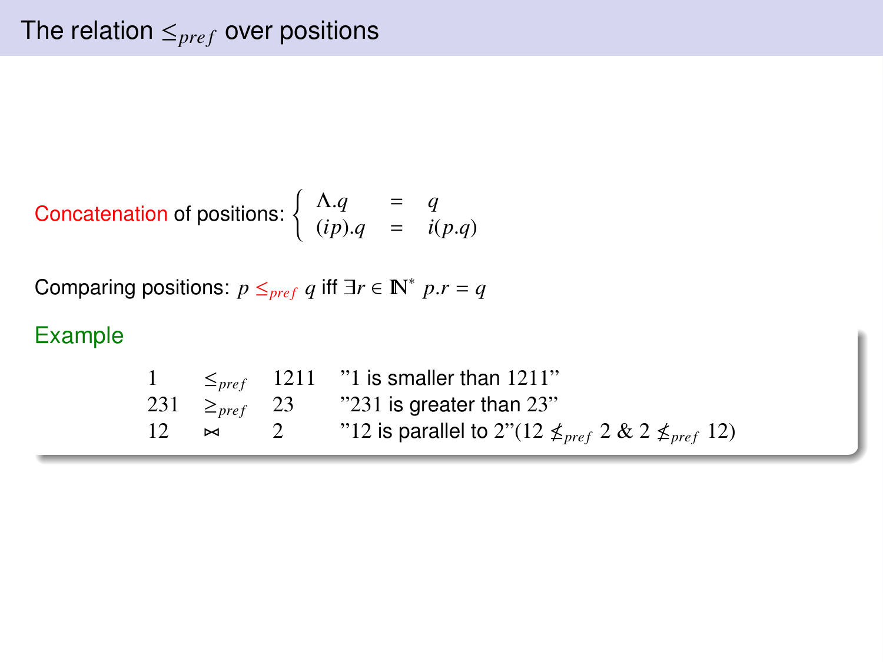# The relation $\leq_{pref}$ over positions

Concatenation of positions: $\begin{cases} \Lambda.q & = & q \\ (ip).q & = & i(p.q) \end{cases}$

Comparing positions: $p \leq_{pref} q$ iff $\exists r \in \mathbb{N}^* \ p.r = q$

**Example**

$$
\begin{array}{llll}
1 & \leq_{pref} & 1211 & \text{"1 is smaller than 1211"} \\
231 & \geq_{pref} & 23 & \text{"231 is greater than 23"} \\
12 & \bowtie & 2 & \text{"12 is parallel to 2"} (12 \not\leq_{pref} 2 \ \& \ 2 \not\leq_{pref} 12)
\end{array}
$$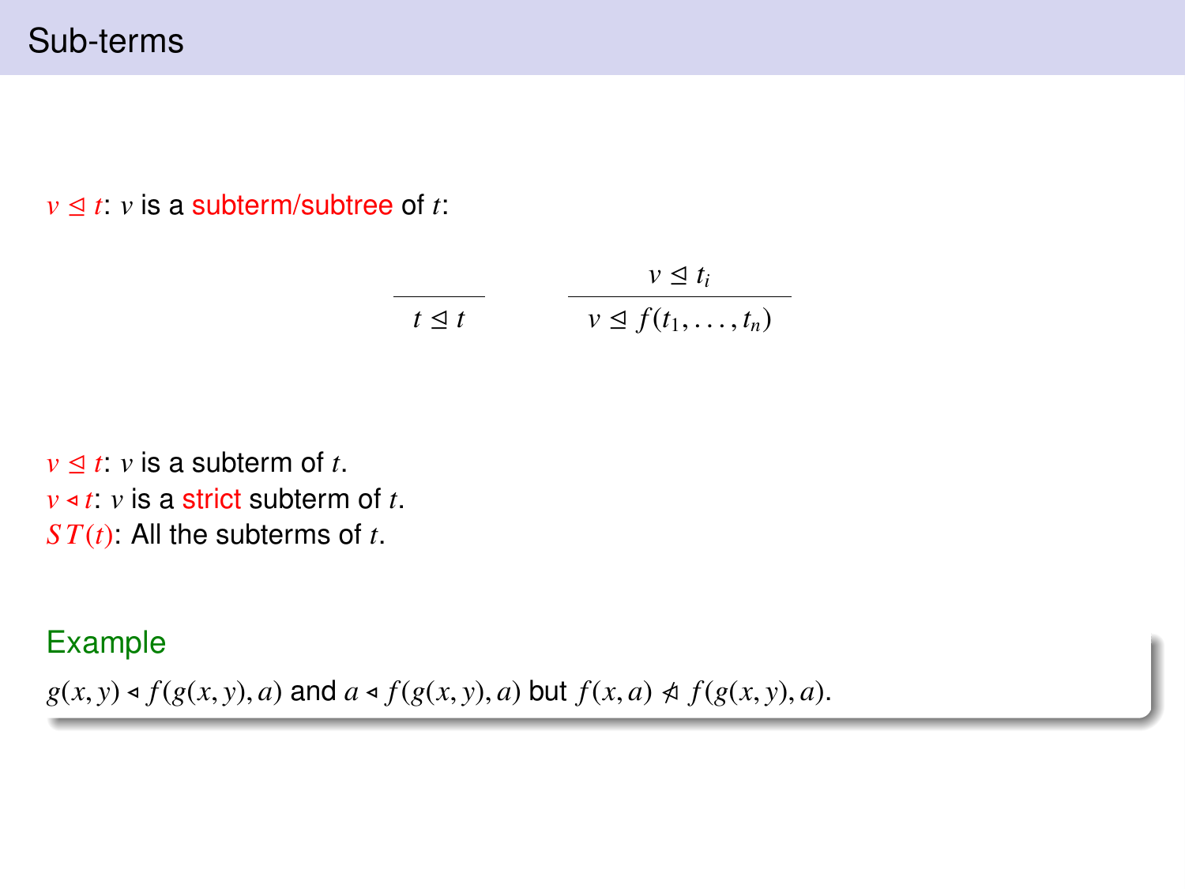## Sub-terms

$v \trianglelefteq t$: $v$ is a subterm/subtree of $t$:

$$\frac{}{t \trianglelefteq t} \qquad \frac{v \trianglelefteq t_i}{v \trianglelefteq f(t_1, \ldots, t_n)}$$

$v \trianglelefteq t$: $v$ is a subterm of $t$.
$v \triangleleft t$: $v$ is a strict subterm of $t$.
$ST(t)$: All the subterms of $t$.

### Example

$g(x, y) \triangleleft f(g(x, y), a)$ and $a \triangleleft f(g(x, y), a)$ but $f(x, a) \not\triangleleft f(g(x, y), a)$.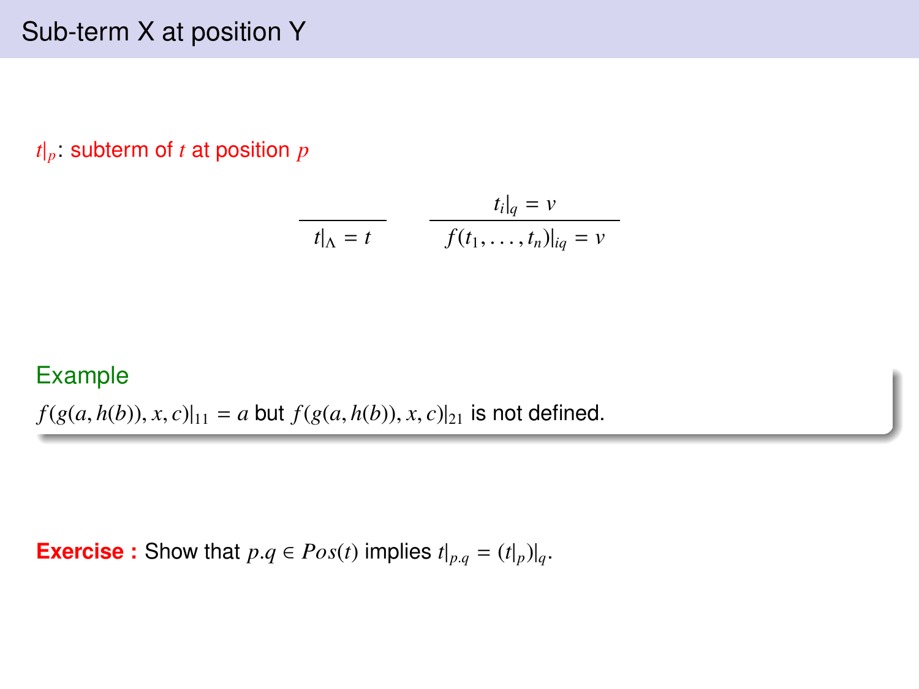# Sub-term X at position Y

$t|_p$: subterm of $t$ at position $p$

$$\frac{}{t|_\Lambda = t} \qquad \frac{t_i|_q = v}{f(t_1, \ldots, t_n)|_{iq} = v}$$

**Example**

$f(g(a, h(b)), x, c)|_{11} = a$ but $f(g(a, h(b)), x, c)|_{21}$ is not defined.

**Exercise :** Show that $p.q \in Pos(t)$ implies $t|_{p.q} = (t|_p)|_q$.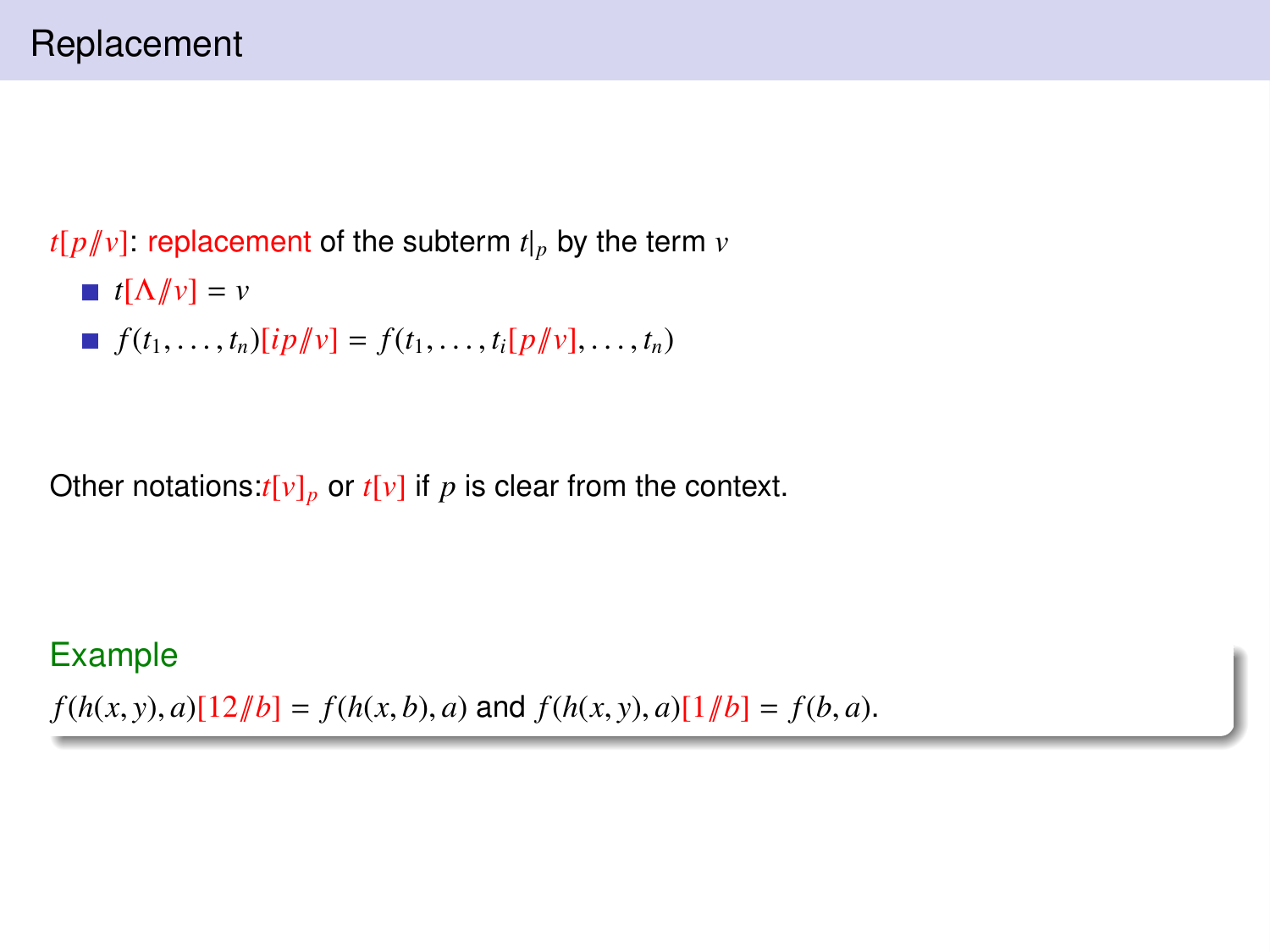# Replacement

$t[p /\!\!/ v]$: replacement of the subterm $t|_p$ by the term $v$

- $t[\Lambda /\!\!/ v] = v$
- $f(t_1, \ldots, t_n)[ip /\!\!/ v] = f(t_1, \ldots, t_i[p /\!\!/ v], \ldots, t_n)$

Other notations: $t[v]_p$ or $t[v]$ if $p$ is clear from the context.

**Example**

$f(h(x, y), a)[12 /\!\!/ b] = f(h(x, b), a)$ and $f(h(x, y), a)[1 /\!\!/ b] = f(b, a)$.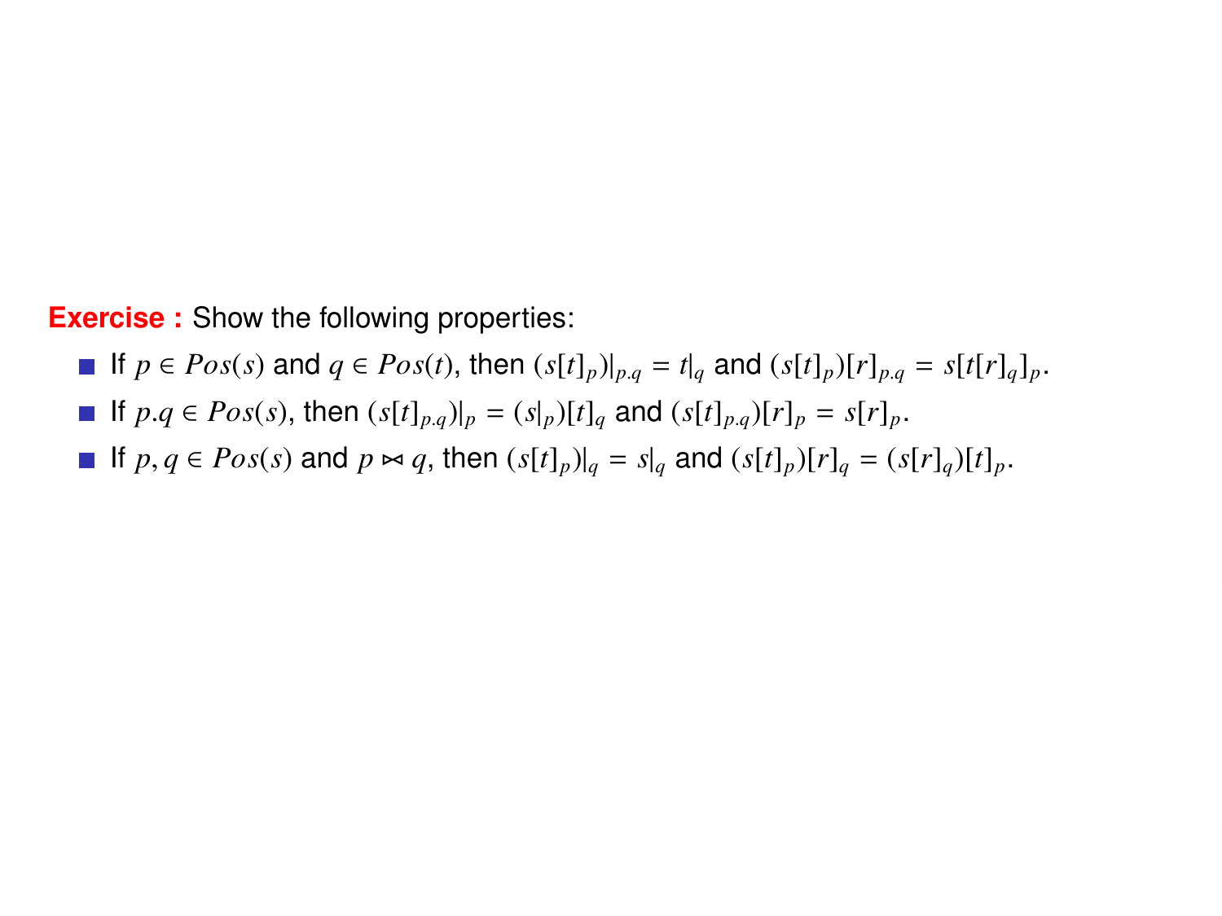**Exercise :** Show the following properties:

- If $p \in Pos(s)$ and $q \in Pos(t)$, then $(s[t]_p)|_{p.q} = t|_q$ and $(s[t]_p)[r]_{p.q} = s[t[r]_q]_p$.
- If $p.q \in Pos(s)$, then $(s[t]_{p.q})|_p = (s|_p)[t]_q$ and $(s[t]_{p.q})[r]_p = s[r]_p$.
- If $p, q \in Pos(s)$ and $p \bowtie q$, then $(s[t]_p)|_q = s|_q$ and $(s[t]_p)[r]_q = (s[r]_q)[t]_p$.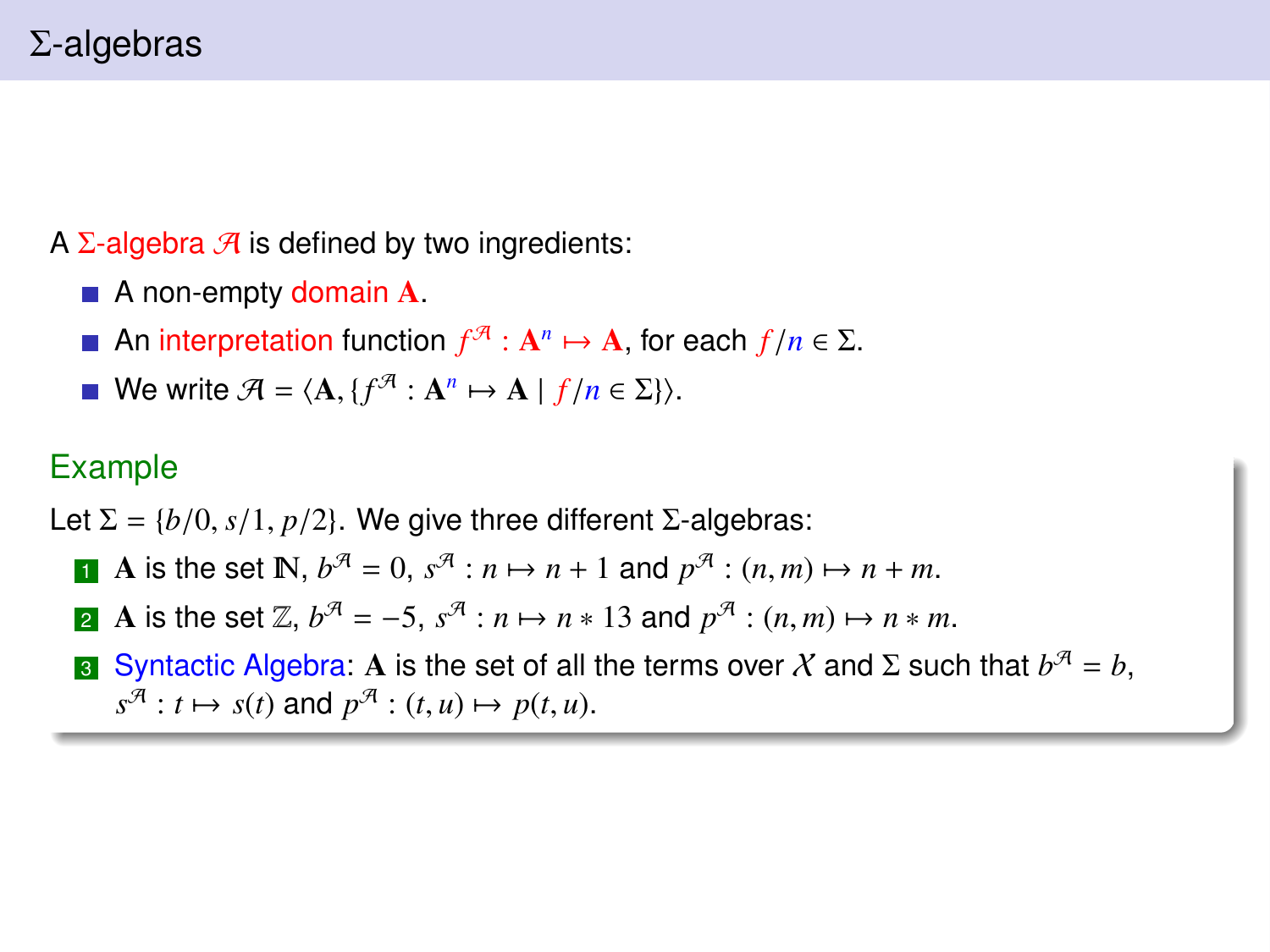# Σ-algebras

A Σ-algebra $\mathcal{A}$ is defined by two ingredients:

- A non-empty domain $\mathbf{A}$.
- An interpretation function $f^{\mathcal{A}} : \mathbf{A}^n \mapsto \mathbf{A}$, for each $f/n \in \Sigma$.
- We write $\mathcal{A} = \langle \mathbf{A}, \{f^{\mathcal{A}} : \mathbf{A}^n \mapsto \mathbf{A} \mid f/n \in \Sigma\}\rangle$.

## Example

Let $\Sigma = \{b/0, s/1, p/2\}$. We give three different Σ-algebras:

1. $\mathbf{A}$ is the set $\mathbb{N}$, $b^{\mathcal{A}} = 0$, $s^{\mathcal{A}} : n \mapsto n + 1$ and $p^{\mathcal{A}} : (n, m) \mapsto n + m$.
2. $\mathbf{A}$ is the set $\mathbb{Z}$, $b^{\mathcal{A}} = -5$, $s^{\mathcal{A}} : n \mapsto n * 13$ and $p^{\mathcal{A}} : (n, m) \mapsto n * m$.
3. Syntactic Algebra: $\mathbf{A}$ is the set of all the terms over $\mathcal{X}$ and $\Sigma$ such that $b^{\mathcal{A}} = b$, $s^{\mathcal{A}} : t \mapsto s(t)$ and $p^{\mathcal{A}} : (t, u) \mapsto p(t, u)$.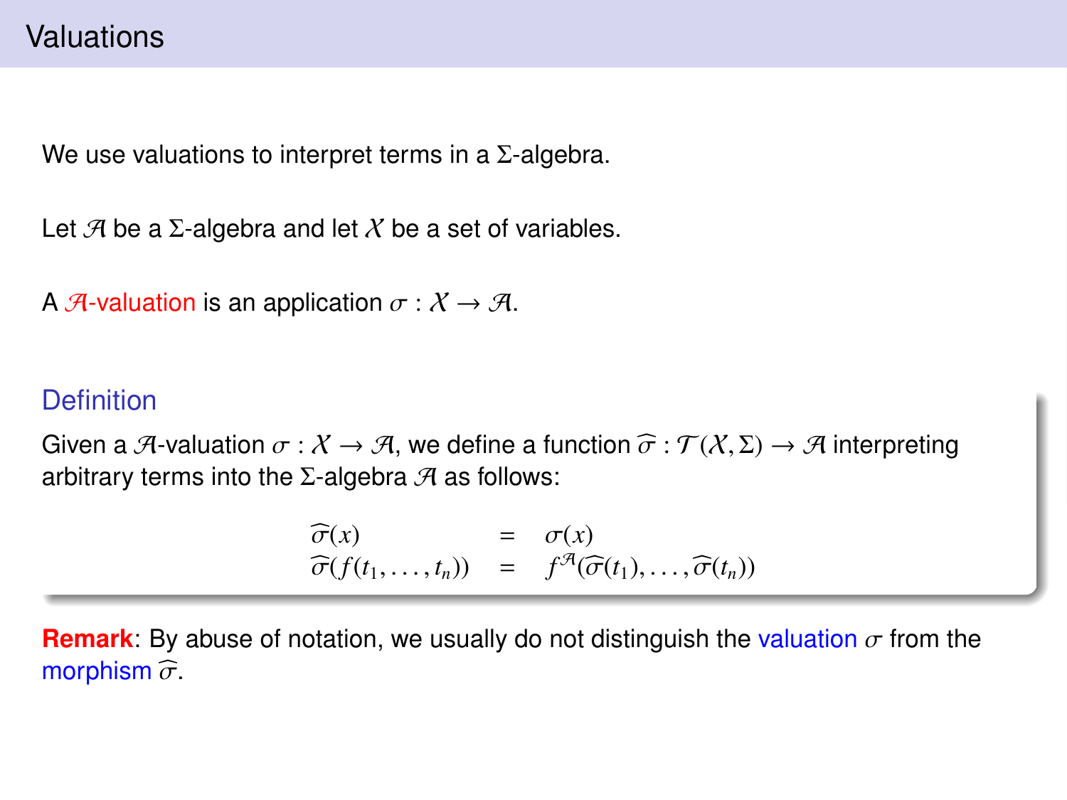# Valuations

We use valuations to interpret terms in a $\Sigma$-algebra.

Let $\mathcal{A}$ be a $\Sigma$-algebra and let $\mathcal{X}$ be a set of variables.

A $\mathcal{A}$-valuation is an application $\sigma : \mathcal{X} \to \mathcal{A}$.

### Definition

Given a $\mathcal{A}$-valuation $\sigma : \mathcal{X} \to \mathcal{A}$, we define a function $\widehat{\sigma} : \mathcal{T}(\mathcal{X}, \Sigma) \to \mathcal{A}$ interpreting arbitrary terms into the $\Sigma$-algebra $\mathcal{A}$ as follows:

$$
\begin{array}{rcl}
\widehat{\sigma}(x) & = & \sigma(x) \\
\widehat{\sigma}(f(t_1, \ldots, t_n)) & = & f^{\mathcal{A}}(\widehat{\sigma}(t_1), \ldots, \widehat{\sigma}(t_n))
\end{array}
$$

**Remark**: By abuse of notation, we usually do not distinguish the valuation $\sigma$ from the morphism $\widehat{\sigma}$.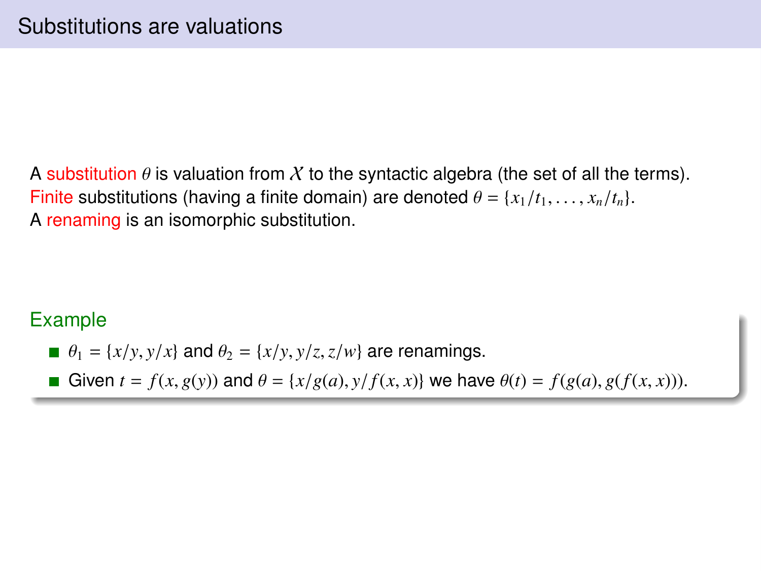## Substitutions are valuations

A substitution $\theta$ is valuation from $\mathcal{X}$ to the syntactic algebra (the set of all the terms).
Finite substitutions (having a finite domain) are denoted $\theta = \{x_1/t_1, \ldots, x_n/t_n\}$.
A renaming is an isomorphic substitution.

### Example

- $\theta_1 = \{x/y, y/x\}$ and $\theta_2 = \{x/y, y/z, z/w\}$ are renamings.
- Given $t = f(x, g(y))$ and $\theta = \{x/g(a), y/f(x, x)\}$ we have $\theta(t) = f(g(a), g(f(x, x)))$.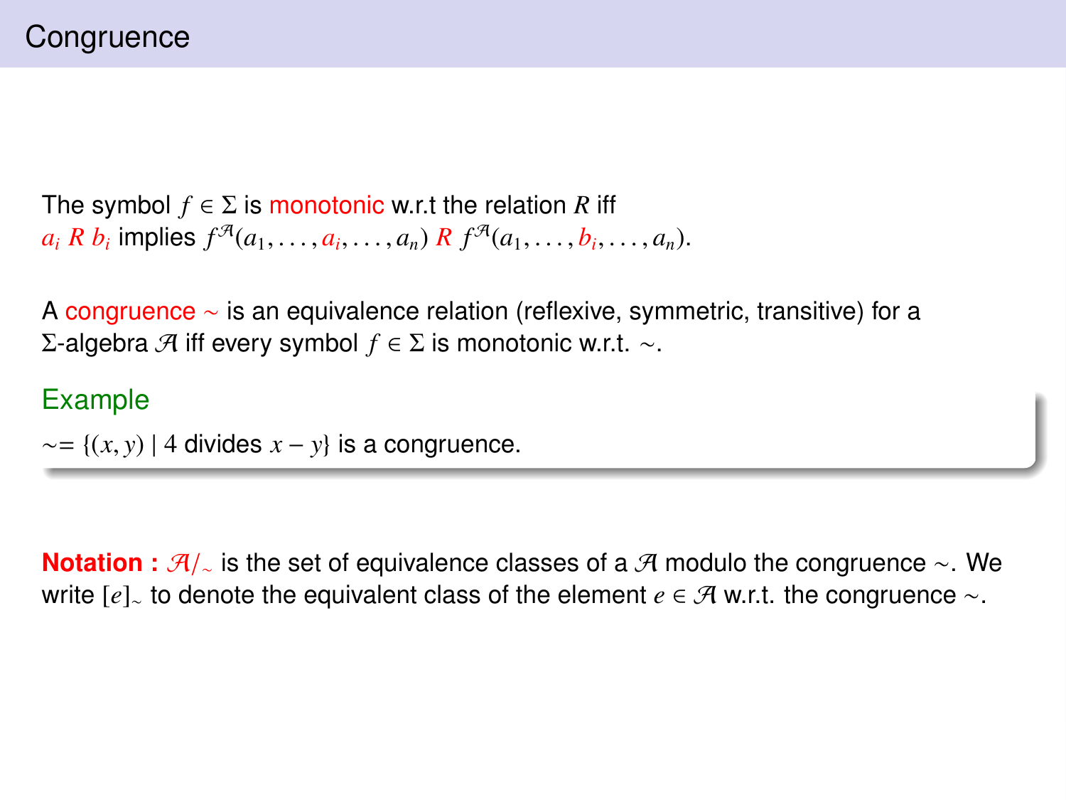# Congruence

The symbol $f \in \Sigma$ is monotonic w.r.t the relation $R$ iff
$a_i \; R \; b_i$ implies $f^{\mathcal{A}}(a_1, \ldots, a_i, \ldots, a_n) \; R \; f^{\mathcal{A}}(a_1, \ldots, b_i, \ldots, a_n)$.

A congruence $\sim$ is an equivalence relation (reflexive, symmetric, transitive) for a $\Sigma$-algebra $\mathcal{A}$ iff every symbol $f \in \Sigma$ is monotonic w.r.t. $\sim$.

### Example

$\sim = \{(x, y) \mid 4 \text{ divides } x - y\}$ is a congruence.

**Notation :** $\mathcal{A}/_{\sim}$ is the set of equivalence classes of a $\mathcal{A}$ modulo the congruence $\sim$. We write $[e]_{\sim}$ to denote the equivalent class of the element $e \in \mathcal{A}$ w.r.t. the congruence $\sim$.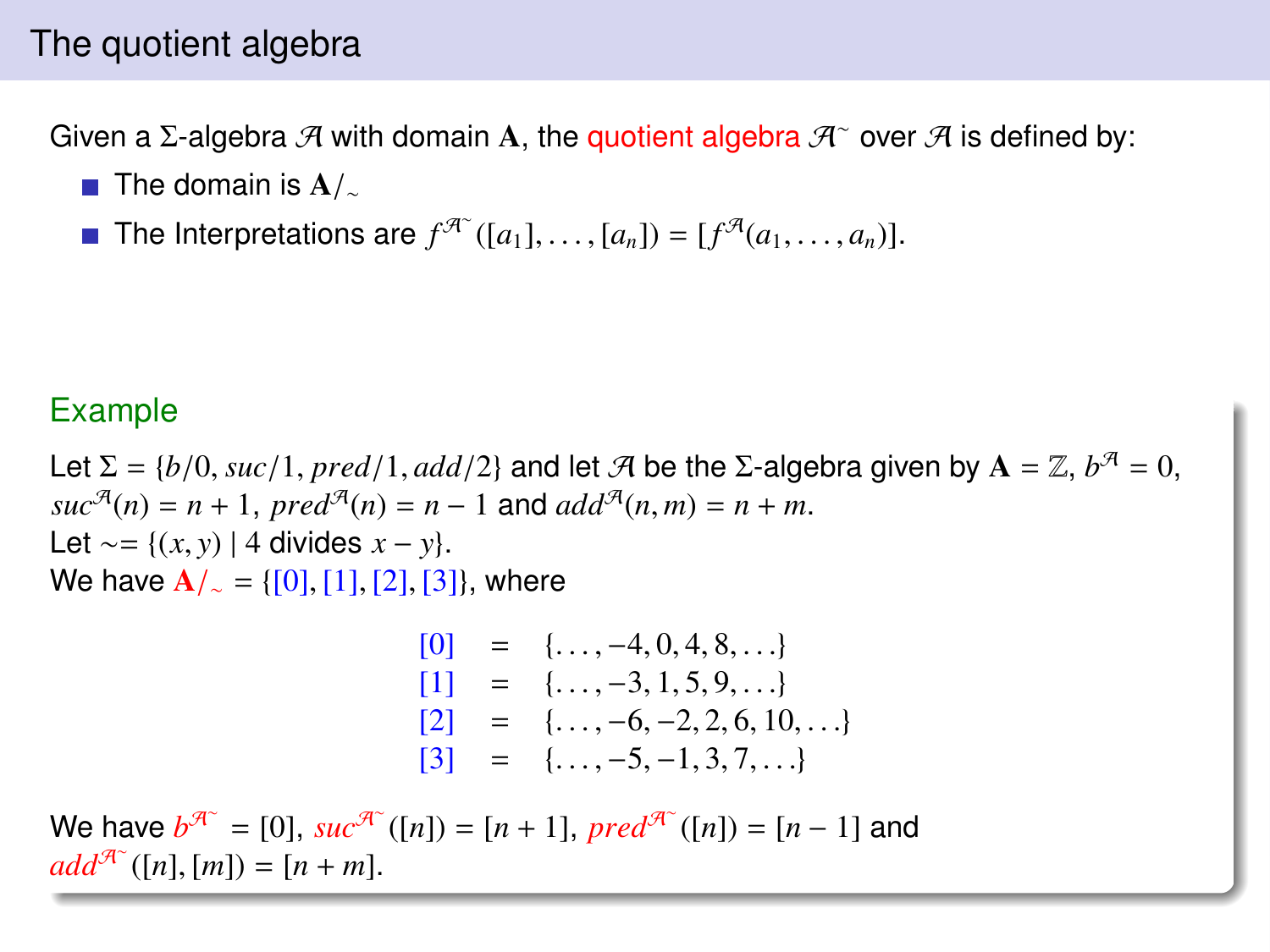# The quotient algebra

Given a $\Sigma$-algebra $\mathcal{A}$ with domain $\mathbf{A}$, the quotient algebra $\mathcal{A}^{\sim}$ over $\mathcal{A}$ is defined by:

- The domain is $\mathbf{A}/_{\sim}$
- The Interpretations are $f^{\mathcal{A}^{\sim}}([a_1], \ldots, [a_n]) = [f^{\mathcal{A}}(a_1, \ldots, a_n)]$.

## Example

Let $\Sigma = \{b/0, suc/1, pred/1, add/2\}$ and let $\mathcal{A}$ be the $\Sigma$-algebra given by $\mathbf{A} = \mathbb{Z}$, $b^{\mathcal{A}} = 0$, $suc^{\mathcal{A}}(n) = n + 1$, $pred^{\mathcal{A}}(n) = n - 1$ and $add^{\mathcal{A}}(n, m) = n + m$.
Let $\sim = \{(x, y) \mid 4 \text{ divides } x - y\}$.
We have $\mathbf{A}/_{\sim} = \{[0], [1], [2], [3]\}$, where

$$
\begin{aligned}
[0] &= \{\ldots, -4, 0, 4, 8, \ldots\} \\
[1] &= \{\ldots, -3, 1, 5, 9, \ldots\} \\
[2] &= \{\ldots, -6, -2, 2, 6, 10, \ldots\} \\
[3] &= \{\ldots, -5, -1, 3, 7, \ldots\}
\end{aligned}
$$

We have $b^{\mathcal{A}^{\sim}} = [0]$, $suc^{\mathcal{A}^{\sim}}([n]) = [n + 1]$, $pred^{\mathcal{A}^{\sim}}([n]) = [n - 1]$ and $add^{\mathcal{A}^{\sim}}([n], [m]) = [n + m]$.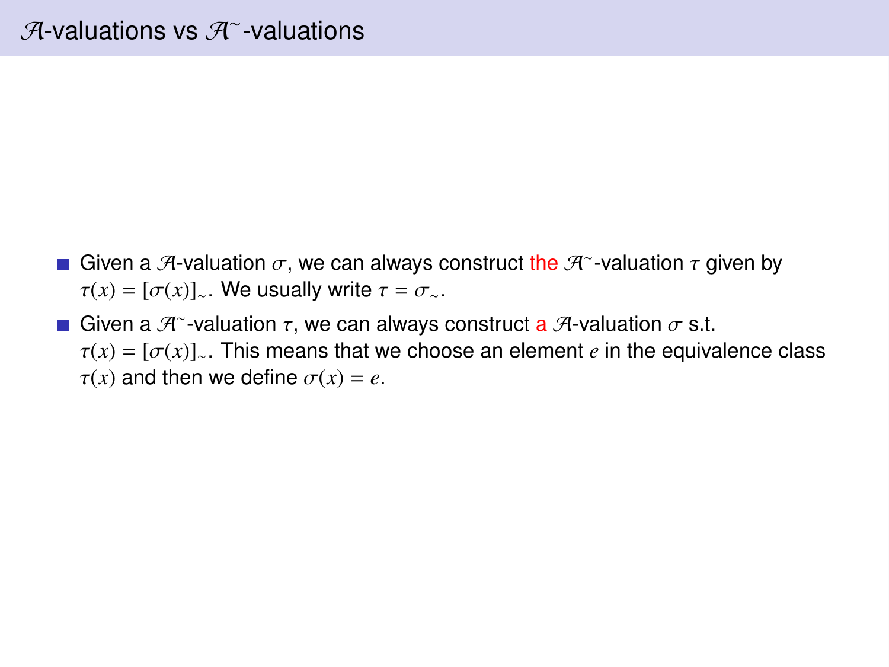# $\mathcal{A}$-valuations vs $\mathcal{A}^{\sim}$-valuations

- Given a $\mathcal{A}$-valuation $\sigma$, we can always construct the $\mathcal{A}^{\sim}$-valuation $\tau$ given by $\tau(x) = [\sigma(x)]_{\sim}$. We usually write $\tau = \sigma_{\sim}$.
- Given a $\mathcal{A}^{\sim}$-valuation $\tau$, we can always construct a $\mathcal{A}$-valuation $\sigma$ s.t. $\tau(x) = [\sigma(x)]_{\sim}$. This means that we choose an element $e$ in the equivalence class $\tau(x)$ and then we define $\sigma(x) = e$.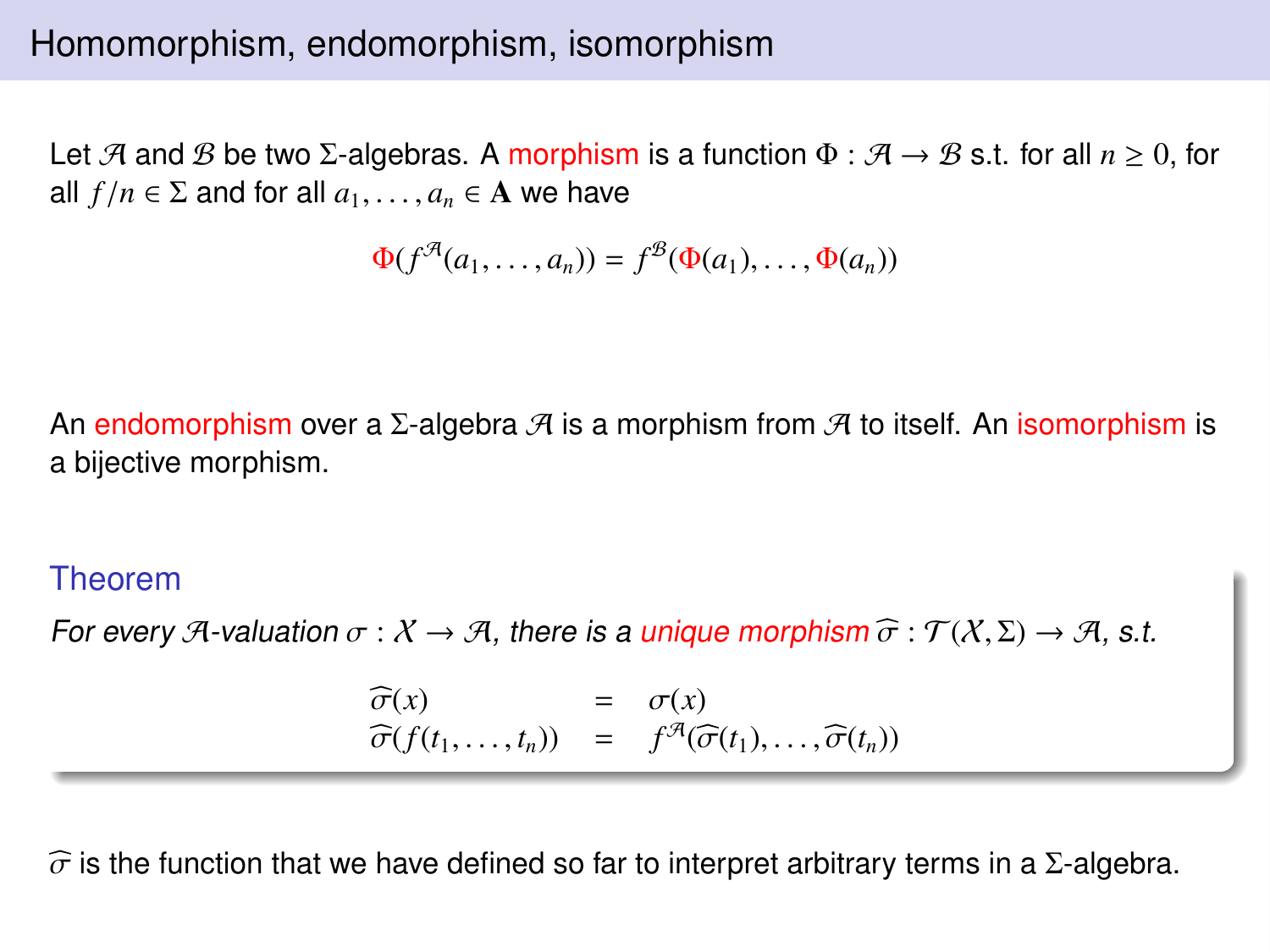# Homomorphism, endomorphism, isomorphism

Let $\mathcal{A}$ and $\mathcal{B}$ be two $\Sigma$-algebras. A morphism is a function $\Phi : \mathcal{A} \to \mathcal{B}$ s.t. for all $n \geq 0$, for all $f/n \in \Sigma$ and for all $a_1, \ldots, a_n \in \mathbf{A}$ we have

$$\Phi(f^{\mathcal{A}}(a_1, \ldots, a_n)) = f^{\mathcal{B}}(\Phi(a_1), \ldots, \Phi(a_n))$$

An endomorphism over a $\Sigma$-algebra $\mathcal{A}$ is a morphism from $\mathcal{A}$ to itself. An isomorphism is a bijective morphism.

**Theorem**

*For every $\mathcal{A}$-valuation $\sigma : \mathcal{X} \to \mathcal{A}$, there is a unique morphism $\widehat{\sigma} : \mathcal{T}(\mathcal{X}, \Sigma) \to \mathcal{A}$, s.t.*

$$\begin{array}{lcl} \widehat{\sigma}(x) & = & \sigma(x) \\ \widehat{\sigma}(f(t_1, \ldots, t_n)) & = & f^{\mathcal{A}}(\widehat{\sigma}(t_1), \ldots, \widehat{\sigma}(t_n)) \end{array}$$

$\widehat{\sigma}$ is the function that we have defined so far to interpret arbitrary terms in a $\Sigma$-algebra.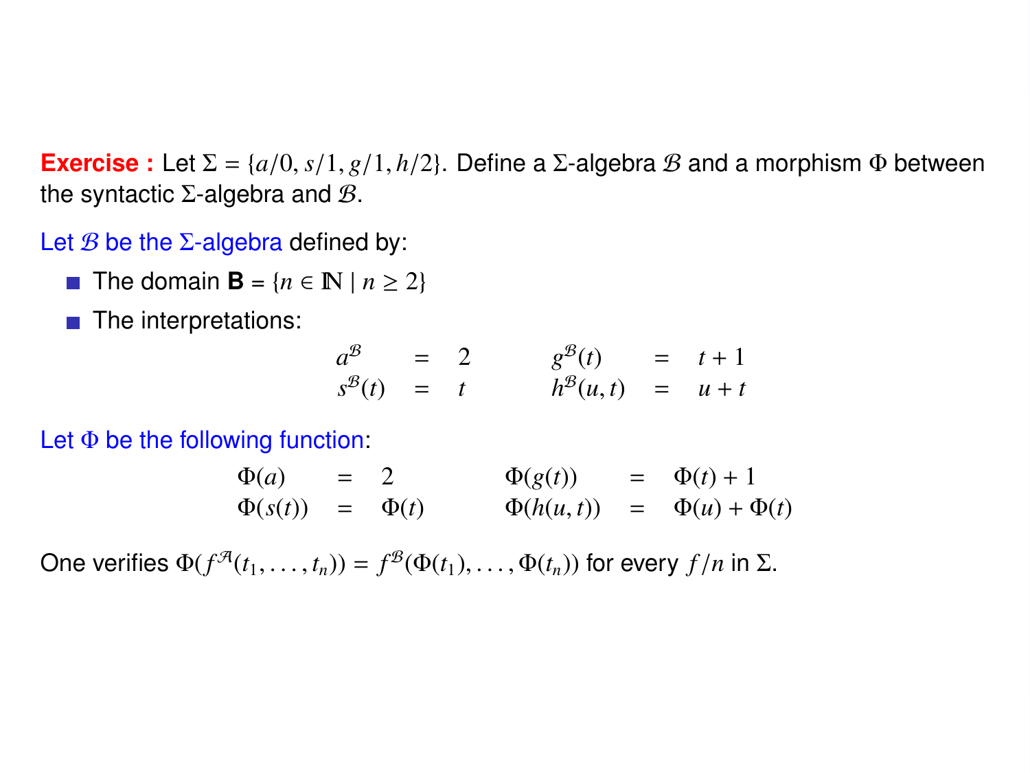**Exercise :** Let $\Sigma = \{a/0, s/1, g/1, h/2\}$. Define a $\Sigma$-algebra $\mathcal{B}$ and a morphism $\Phi$ between the syntactic $\Sigma$-algebra and $\mathcal{B}$.

Let $\mathcal{B}$ be the $\Sigma$-algebra defined by:

- The domain **B** = $\{n \in \mathbb{N} \mid n \geq 2\}$
- The interpretations:

$$
\begin{array}{lllllll}
a^{\mathcal{B}} & = & 2 & \quad & g^{\mathcal{B}}(t) & = & t + 1 \\
s^{\mathcal{B}}(t) & = & t & \quad & h^{\mathcal{B}}(u, t) & = & u + t
\end{array}
$$

Let $\Phi$ be the following function:

$$
\begin{array}{lllllll}
\Phi(a) & = & 2 & \quad & \Phi(g(t)) & = & \Phi(t) + 1 \\
\Phi(s(t)) & = & \Phi(t) & \quad & \Phi(h(u, t)) & = & \Phi(u) + \Phi(t)
\end{array}
$$

One verifies $\Phi(f^{\mathcal{A}}(t_1, \ldots, t_n)) = f^{\mathcal{B}}(\Phi(t_1), \ldots, \Phi(t_n))$ for every $f/n$ in $\Sigma$.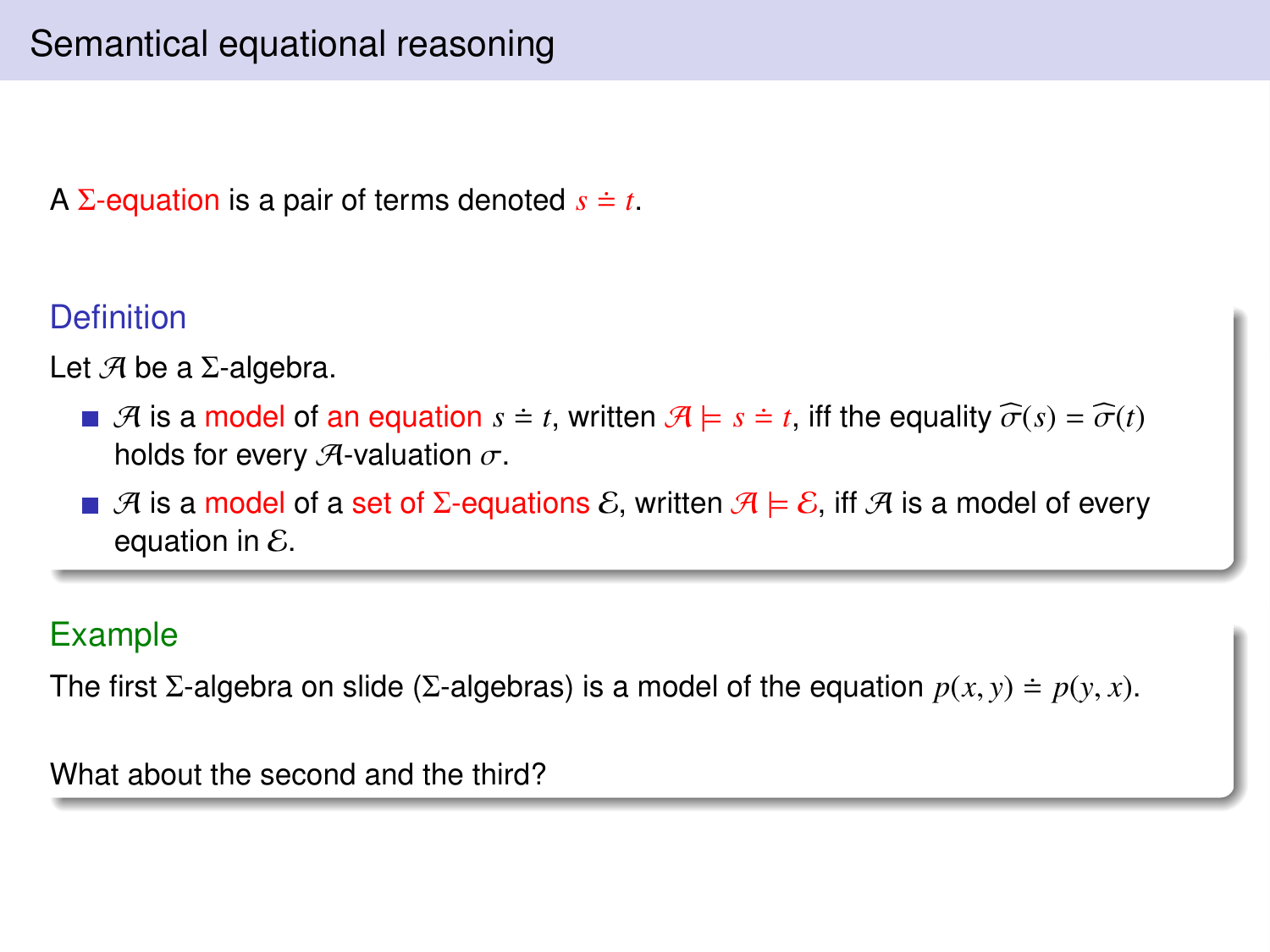# Semantical equational reasoning

A $\Sigma$-equation is a pair of terms denoted $s \doteq t$.

### Definition

Let $\mathcal{A}$ be a $\Sigma$-algebra.

- $\mathcal{A}$ is a model of an equation $s \doteq t$, written $\mathcal{A} \models s \doteq t$, iff the equality $\widehat{\sigma}(s) = \widehat{\sigma}(t)$ holds for every $\mathcal{A}$-valuation $\sigma$.
- $\mathcal{A}$ is a model of a set of $\Sigma$-equations $\mathcal{E}$, written $\mathcal{A} \models \mathcal{E}$, iff $\mathcal{A}$ is a model of every equation in $\mathcal{E}$.

### Example

The first $\Sigma$-algebra on slide ($\Sigma$-algebras) is a model of the equation $p(x, y) \doteq p(y, x)$.

What about the second and the third?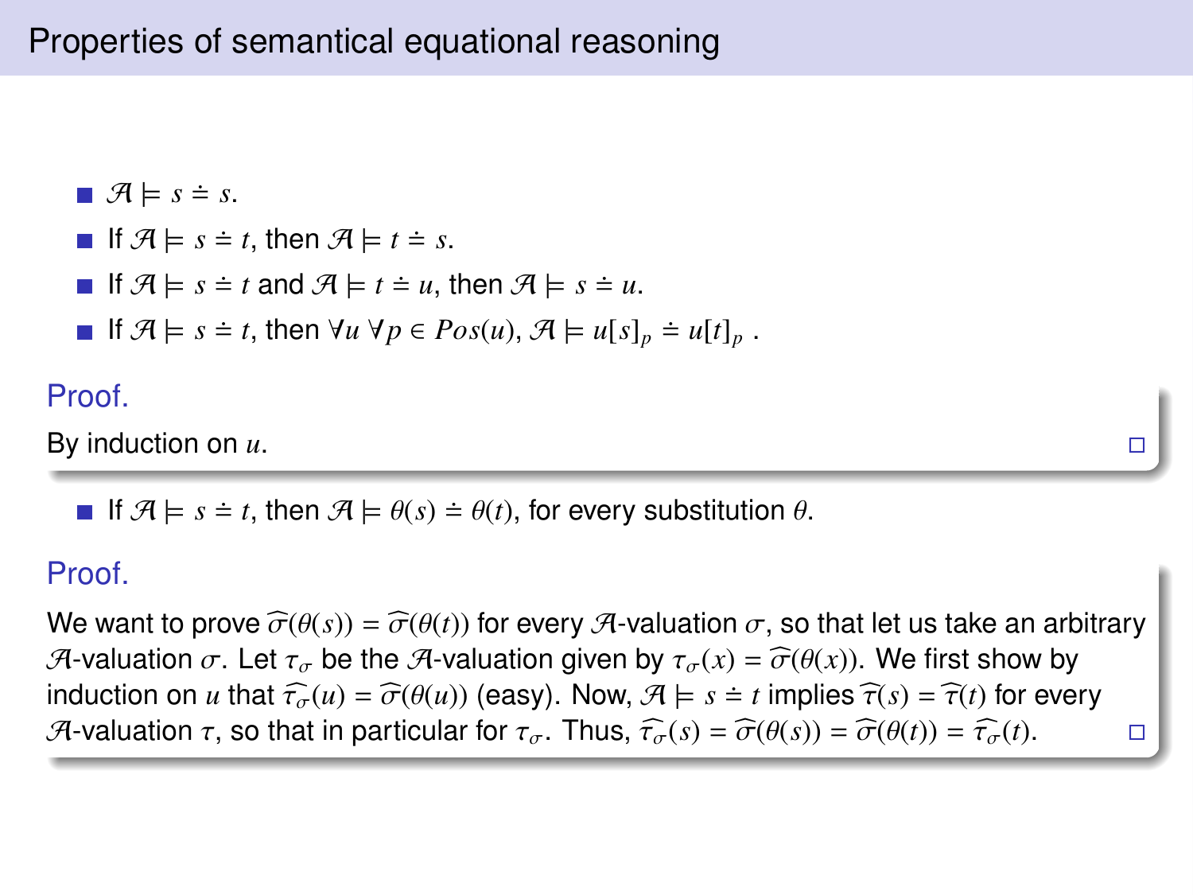## Properties of semantical equational reasoning

- $\mathcal{A} \models s \doteq s$.
- If $\mathcal{A} \models s \doteq t$, then $\mathcal{A} \models t \doteq s$.
- If $\mathcal{A} \models s \doteq t$ and $\mathcal{A} \models t \doteq u$, then $\mathcal{A} \models s \doteq u$.
- If $\mathcal{A} \models s \doteq t$, then $\forall u \; \forall p \in Pos(u)$, $\mathcal{A} \models u[s]_p \doteq u[t]_p$ .

**Proof.**

By induction on $u$. □

- If $\mathcal{A} \models s \doteq t$, then $\mathcal{A} \models \theta(s) \doteq \theta(t)$, for every substitution $\theta$.

**Proof.**

We want to prove $\widehat{\sigma}(\theta(s)) = \widehat{\sigma}(\theta(t))$ for every $\mathcal{A}$-valuation $\sigma$, so that let us take an arbitrary $\mathcal{A}$-valuation $\sigma$. Let $\tau_\sigma$ be the $\mathcal{A}$-valuation given by $\tau_\sigma(x) = \widehat{\sigma}(\theta(x))$. We first show by induction on $u$ that $\widehat{\tau_\sigma}(u) = \widehat{\sigma}(\theta(u))$ (easy). Now, $\mathcal{A} \models s \doteq t$ implies $\widehat{\tau}(s) = \widehat{\tau}(t)$ for every $\mathcal{A}$-valuation $\tau$, so that in particular for $\tau_\sigma$. Thus, $\widehat{\tau_\sigma}(s) = \widehat{\sigma}(\theta(s)) = \widehat{\sigma}(\theta(t)) = \widehat{\tau_\sigma}(t)$. □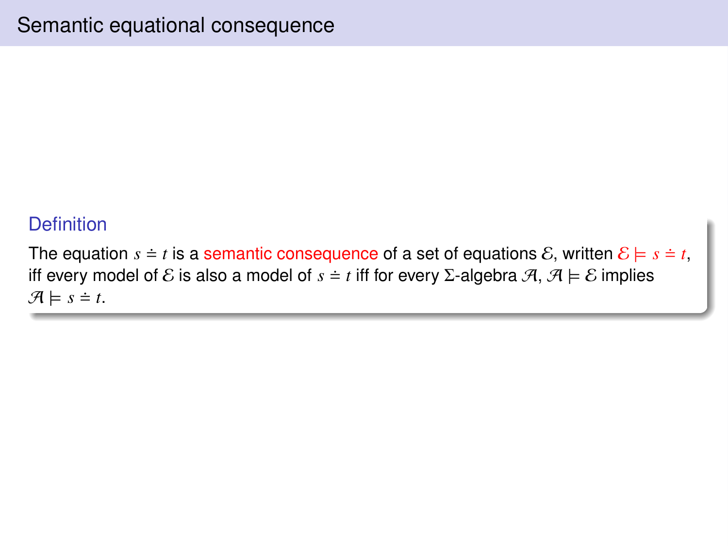# Semantic equational consequence

**Definition**

The equation $s \doteq t$ is a semantic consequence of a set of equations $\mathcal{E}$, written $\mathcal{E} \models s \doteq t$, iff every model of $\mathcal{E}$ is also a model of $s \doteq t$ iff for every $\Sigma$-algebra $\mathcal{A}$, $\mathcal{A} \models \mathcal{E}$ implies $\mathcal{A} \models s \doteq t$.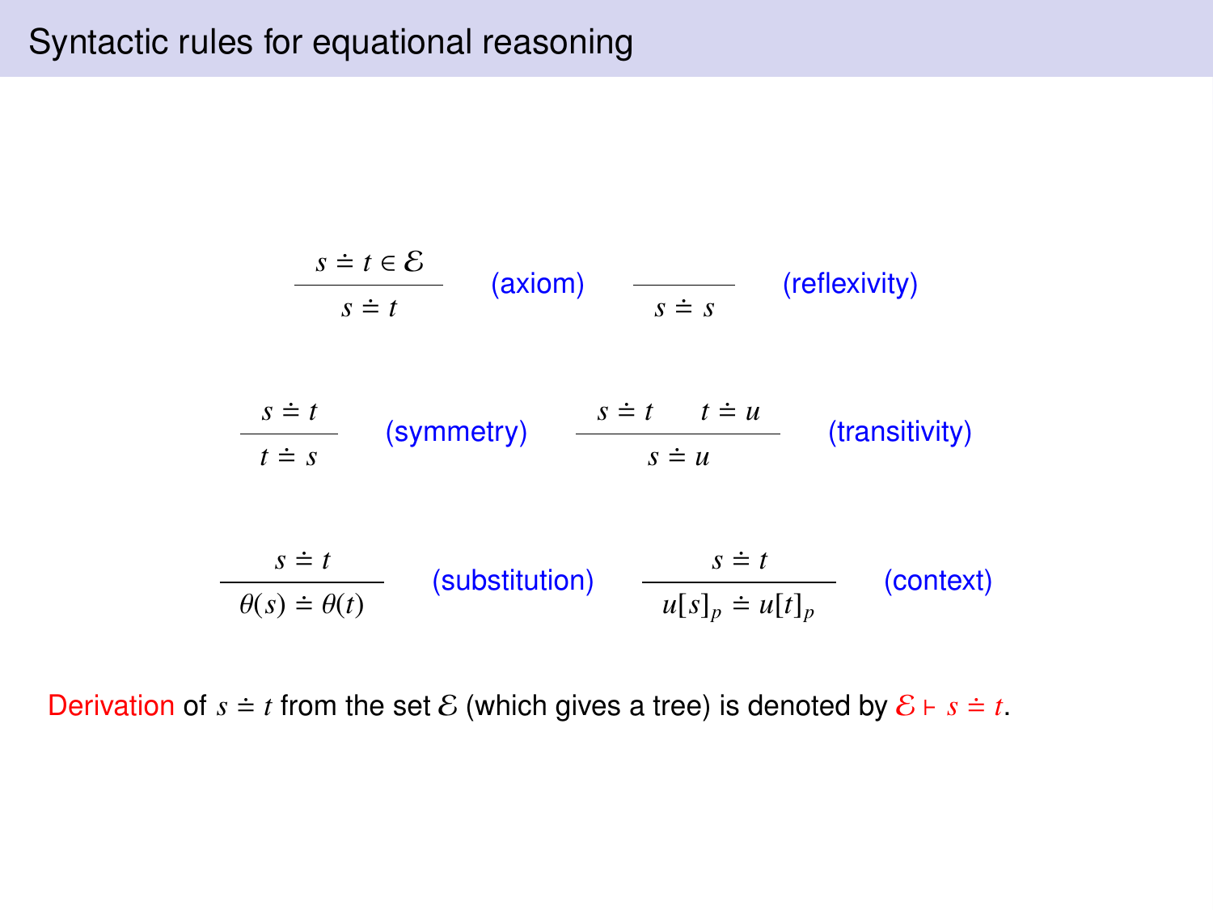# Syntactic rules for equational reasoning

$$\frac{s \doteq t \in \mathcal{E}}{s \doteq t} \quad \text{(axiom)} \qquad \frac{}{s \doteq s} \quad \text{(reflexivity)}$$

$$\frac{s \doteq t}{t \doteq s} \quad \text{(symmetry)} \qquad \frac{s \doteq t \quad t \doteq u}{s \doteq u} \quad \text{(transitivity)}$$

$$\frac{s \doteq t}{\theta(s) \doteq \theta(t)} \quad \text{(substitution)} \qquad \frac{s \doteq t}{u[s]_p \doteq u[t]_p} \quad \text{(context)}$$

Derivation of $s \doteq t$ from the set $\mathcal{E}$ (which gives a tree) is denoted by $\mathcal{E} \vdash s \doteq t$.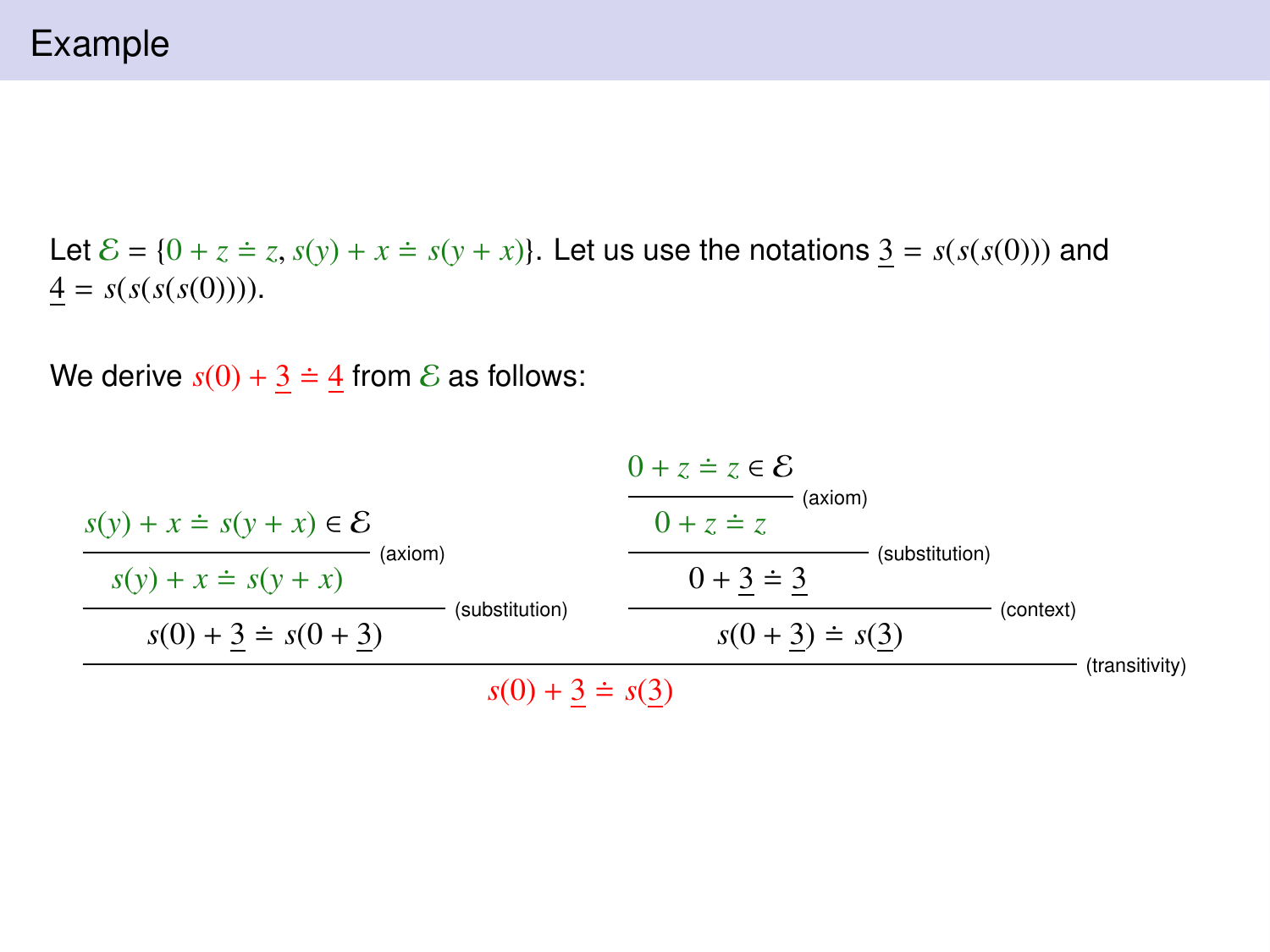# Example

Let $\mathcal{E} = \{0 + z \doteq z, s(y) + x \doteq s(y + x)\}$. Let us use the notations $\underline{3} = s(s(s(0)))$ and $\underline{4} = s(s(s(s(0))))$.

We derive $s(0) + \underline{3} \doteq \underline{4}$ from $\mathcal{E}$ as follows:

$$
\dfrac{
\dfrac{
\dfrac{s(y) + x \doteq s(y + x) \in \mathcal{E}}{s(y) + x \doteq s(y + x)}\text{(axiom)}
}{s(0) + \underline{3} \doteq s(0 + \underline{3})}\text{(substitution)}
\qquad
\dfrac{
\dfrac{
\dfrac{0 + z \doteq z \in \mathcal{E}}{0 + z \doteq z}\text{(axiom)}
}{0 + \underline{3} \doteq \underline{3}}\text{(substitution)}
}{s(0 + \underline{3}) \doteq s(\underline{3})}\text{(context)}
}{s(0) + \underline{3} \doteq s(\underline{3})}\text{(transitivity)}
$$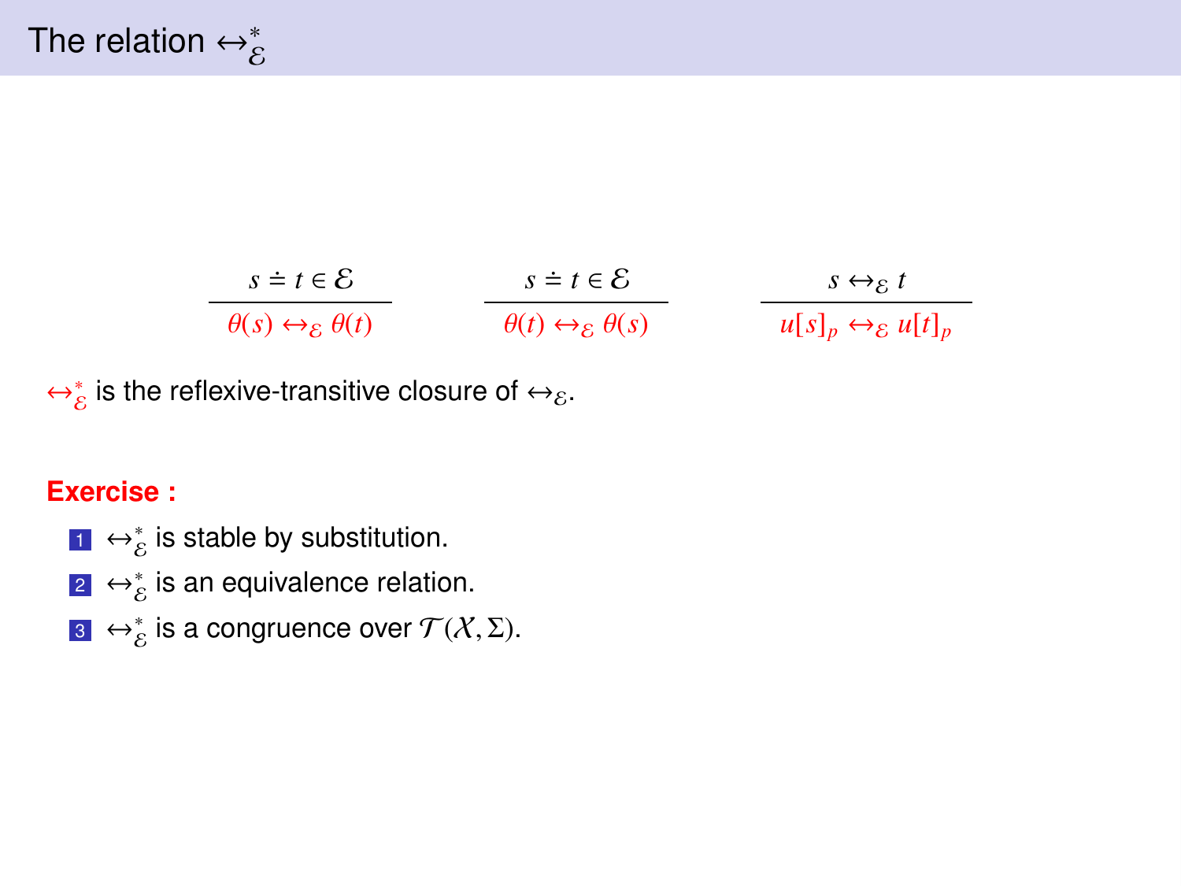# The relation $\leftrightarrow_{\mathcal{E}}^{*}$

$$\frac{s \doteq t \in \mathcal{E}}{\theta(s) \leftrightarrow_{\mathcal{E}} \theta(t)} \qquad \frac{s \doteq t \in \mathcal{E}}{\theta(t) \leftrightarrow_{\mathcal{E}} \theta(s)} \qquad \frac{s \leftrightarrow_{\mathcal{E}} t}{u[s]_p \leftrightarrow_{\mathcal{E}} u[t]_p}$$

$\leftrightarrow_{\mathcal{E}}^{*}$ is the reflexive-transitive closure of $\leftrightarrow_{\mathcal{E}}$.

**Exercise :**

1. $\leftrightarrow_{\mathcal{E}}^{*}$ is stable by substitution.
2. $\leftrightarrow_{\mathcal{E}}^{*}$ is an equivalence relation.
3. $\leftrightarrow_{\mathcal{E}}^{*}$ is a congruence over $\mathcal{T}(\mathcal{X}, \Sigma)$.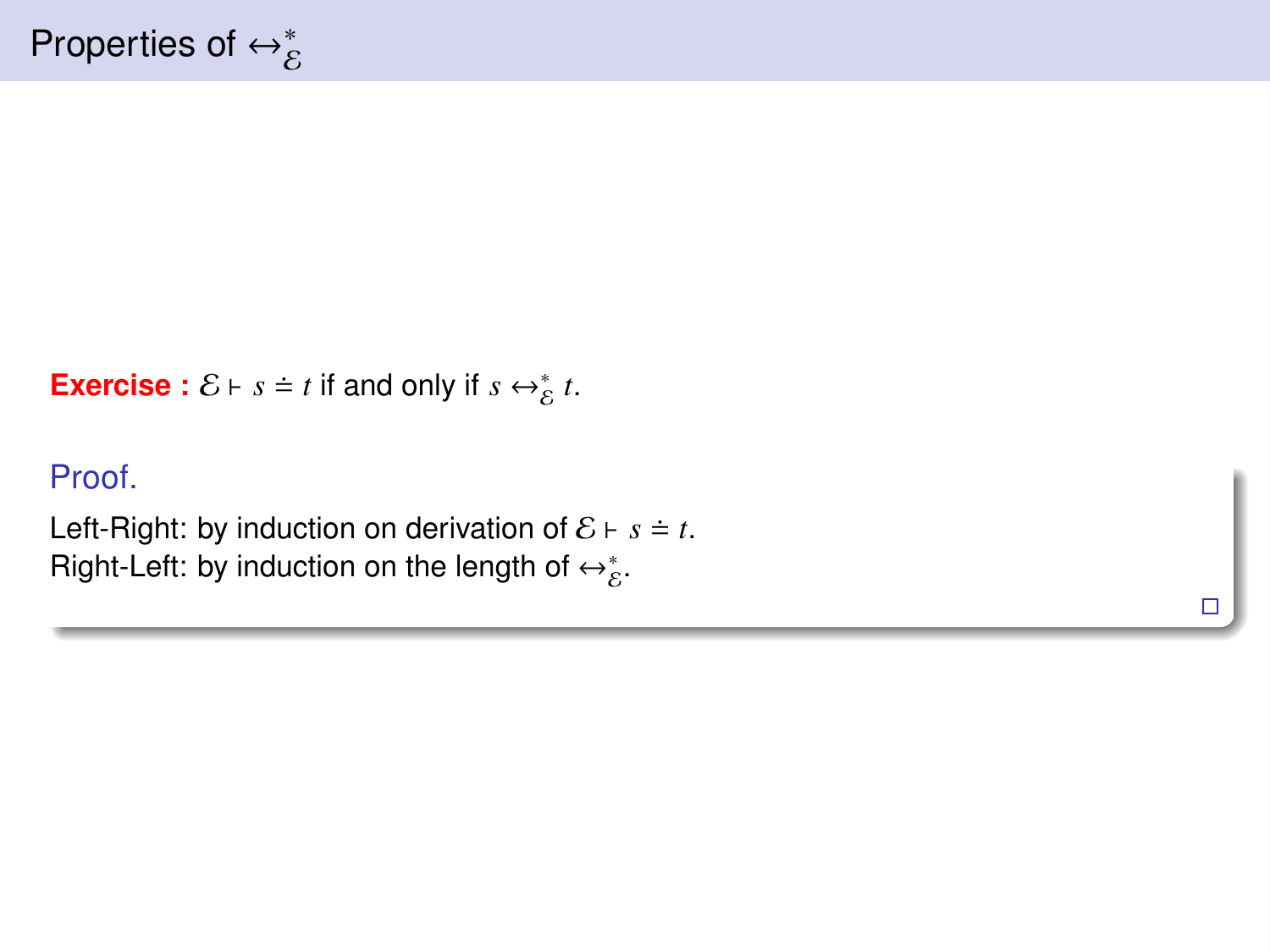# Properties of $\leftrightarrow^*_{\mathcal{E}}$

**Exercise :** $\mathcal{E} \vdash s \doteq t$ if and only if $s \leftrightarrow^*_{\mathcal{E}} t$.

**Proof.**

Left-Right: by induction on derivation of $\mathcal{E} \vdash s \doteq t$.
Right-Left: by induction on the length of $\leftrightarrow^*_{\mathcal{E}}$.

□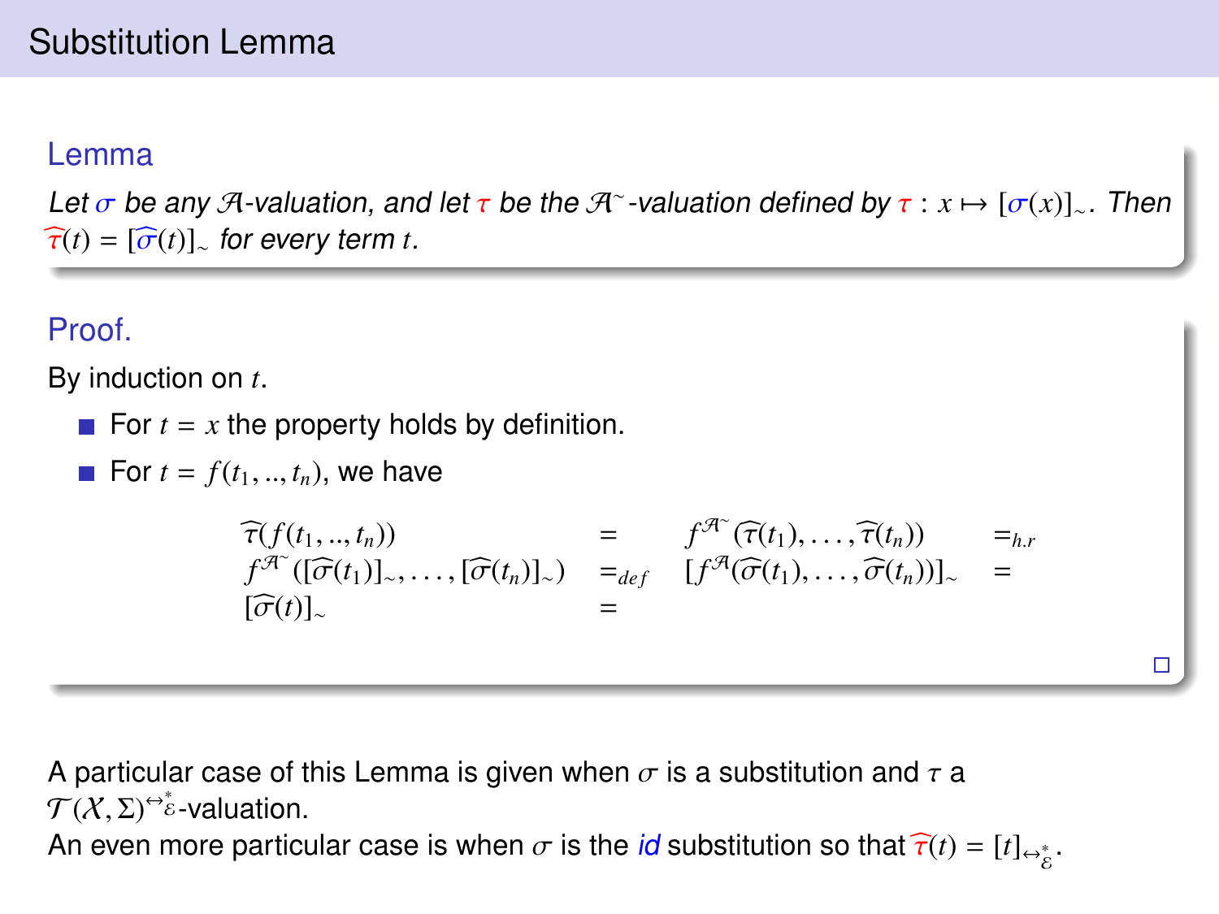# Substitution Lemma

### Lemma

*Let $\sigma$ be any $\mathcal{A}$-valuation, and let $\tau$ be the $\mathcal{A}^{\sim}$-valuation defined by $\tau : x \mapsto [\sigma(x)]_{\sim}$. Then $\widehat{\tau}(t) = [\widehat{\sigma}(t)]_{\sim}$ for every term $t$.*

### Proof.

By induction on $t$.

- For $t = x$ the property holds by definition.
- For $t = f(t_1, .., t_n)$, we have

$$
\begin{array}{lllll}
\widehat{\tau}(f(t_1, .., t_n)) & = & f^{\mathcal{A}^{\sim}}(\widehat{\tau}(t_1), \ldots, \widehat{\tau}(t_n)) & =_{h.r} \\
f^{\mathcal{A}^{\sim}}([\widehat{\sigma}(t_1)]_{\sim}, \ldots, [\widehat{\sigma}(t_n)]_{\sim}) & =_{def} & [f^{\mathcal{A}}(\widehat{\sigma}(t_1), \ldots, \widehat{\sigma}(t_n))]_{\sim} & = \\
[\widehat{\sigma}(t)]_{\sim} & = & & 
\end{array}
$$

□

A particular case of this Lemma is given when $\sigma$ is a substitution and $\tau$ a $\mathcal{T}(\mathcal{X}, \Sigma)^{\leftrightarrow^*_{\mathcal{E}}}$-valuation.
An even more particular case is when $\sigma$ is the *id* substitution so that $\widehat{\tau}(t) = [t]_{\leftrightarrow^*_{\mathcal{E}}}$.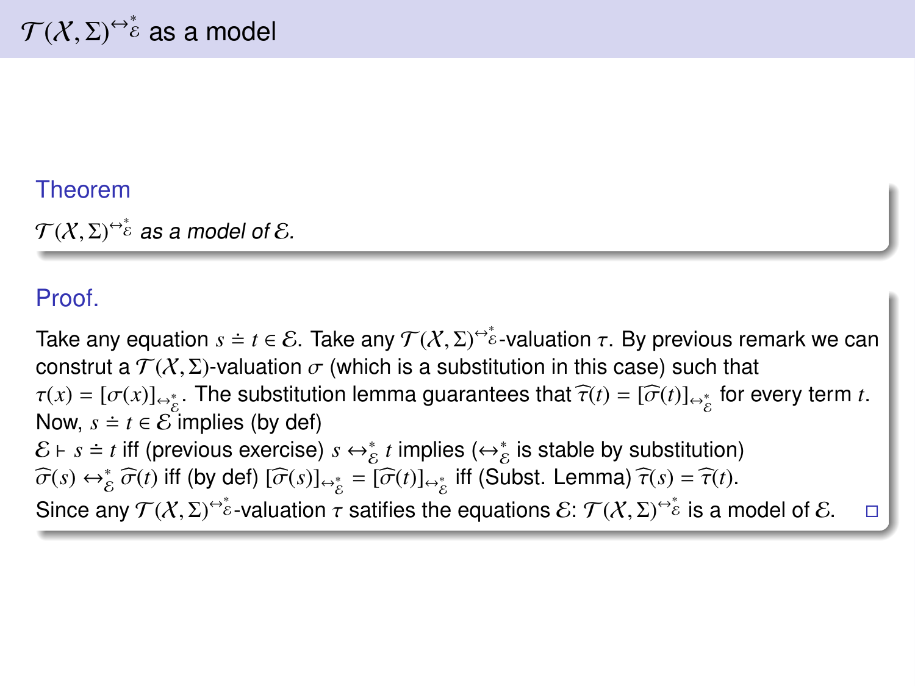# $\mathcal{T}(\mathcal{X},\Sigma)^{\leftrightarrow^*_{\mathcal{E}}}$ as a model

**Theorem**

*$\mathcal{T}(\mathcal{X},\Sigma)^{\leftrightarrow^*_{\mathcal{E}}}$ as a model of $\mathcal{E}$.*

**Proof.**

Take any equation $s \doteq t \in \mathcal{E}$. Take any $\mathcal{T}(\mathcal{X},\Sigma)^{\leftrightarrow^*_{\mathcal{E}}}$-valuation $\tau$. By previous remark we can construt a $\mathcal{T}(\mathcal{X},\Sigma)$-valuation $\sigma$ (which is a substitution in this case) such that $\tau(x) = [\sigma(x)]_{\leftrightarrow^*_{\mathcal{E}}}$. The substitution lemma guarantees that $\widehat{\tau}(t) = [\widehat{\sigma}(t)]_{\leftrightarrow^*_{\mathcal{E}}}$ for every term $t$.
Now, $s \doteq t \in \mathcal{E}$ implies (by def)
$\mathcal{E} \vdash s \doteq t$ iff (previous exercise) $s \leftrightarrow^*_{\mathcal{E}} t$ implies ($\leftrightarrow^*_{\mathcal{E}}$ is stable by substitution)
$\widehat{\sigma}(s) \leftrightarrow^*_{\mathcal{E}} \widehat{\sigma}(t)$ iff (by def) $[\widehat{\sigma}(s)]_{\leftrightarrow^*_{\mathcal{E}}} = [\widehat{\sigma}(t)]_{\leftrightarrow^*_{\mathcal{E}}}$ iff (Subst. Lemma) $\widehat{\tau}(s) = \widehat{\tau}(t)$.
Since any $\mathcal{T}(\mathcal{X},\Sigma)^{\leftrightarrow^*_{\mathcal{E}}}$-valuation $\tau$ satifies the equations $\mathcal{E}$: $\mathcal{T}(\mathcal{X},\Sigma)^{\leftrightarrow^*_{\mathcal{E}}}$ is a model of $\mathcal{E}$. □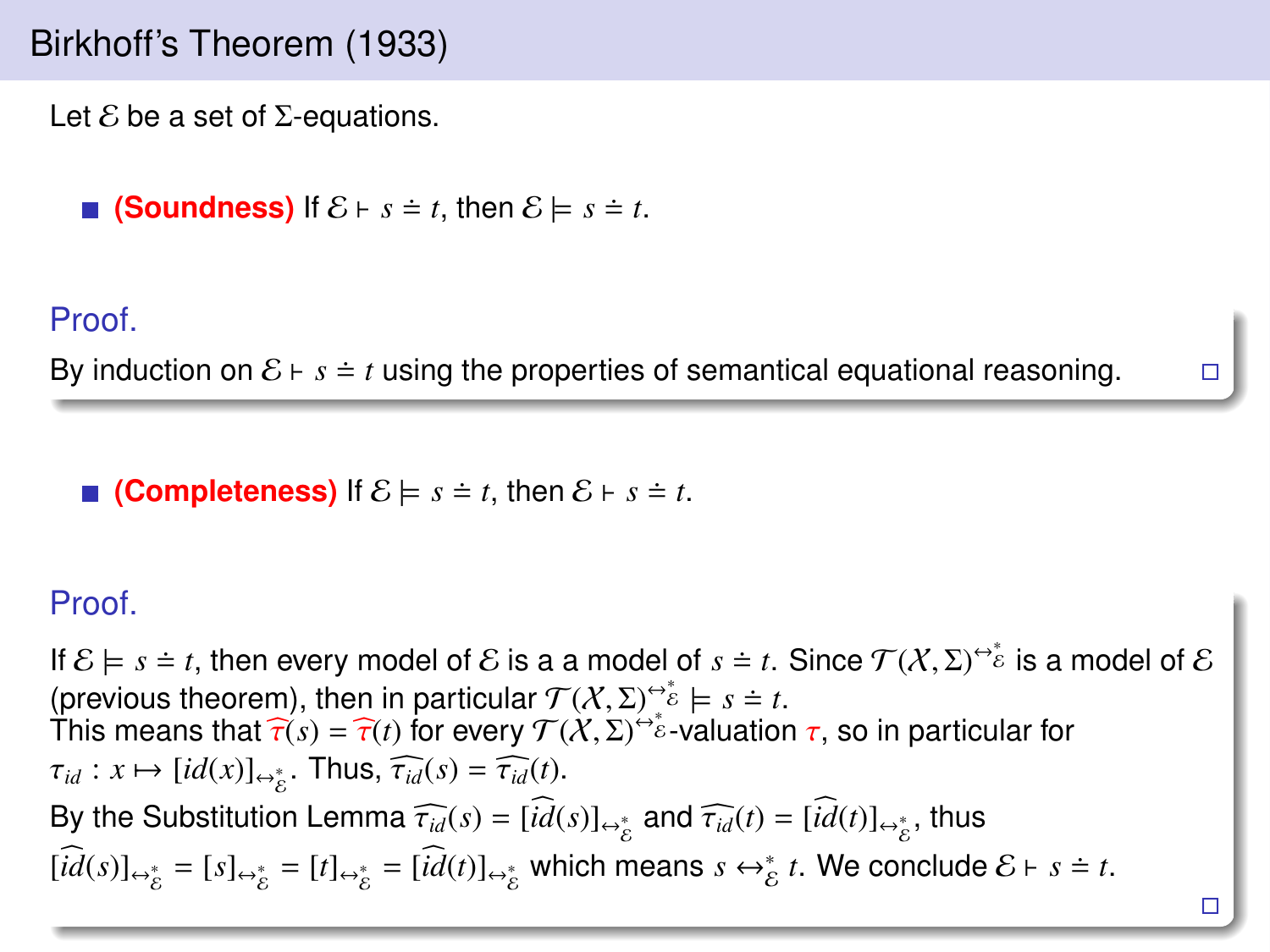# Birkhoff's Theorem (1933)

Let $\mathcal{E}$ be a set of $\Sigma$-equations.

- **(Soundness)** If $\mathcal{E} \vdash s \doteq t$, then $\mathcal{E} \models s \doteq t$.

**Proof.**

By induction on $\mathcal{E} \vdash s \doteq t$ using the properties of semantical equational reasoning. □

- **(Completeness)** If $\mathcal{E} \models s \doteq t$, then $\mathcal{E} \vdash s \doteq t$.

**Proof.**

If $\mathcal{E} \models s \doteq t$, then every model of $\mathcal{E}$ is a a model of $s \doteq t$. Since $\mathcal{T}(\mathcal{X}, \Sigma)^{\leftrightarrow^*_{\mathcal{E}}}$ is a model of $\mathcal{E}$ (previous theorem), then in particular $\mathcal{T}(\mathcal{X}, \Sigma)^{\leftrightarrow^*_{\mathcal{E}}} \models s \doteq t$.
This means that $\widehat{\tau}(s) = \widehat{\tau}(t)$ for every $\mathcal{T}(\mathcal{X}, \Sigma)^{\leftrightarrow^*_{\mathcal{E}}}$-valuation $\tau$, so in particular for $\tau_{id} : x \mapsto [id(x)]_{\leftrightarrow^*_{\mathcal{E}}}$. Thus, $\widehat{\tau_{id}}(s) = \widehat{\tau_{id}}(t)$.
By the Substitution Lemma $\widehat{\tau_{id}}(s) = [\widehat{id}(s)]_{\leftrightarrow^*_{\mathcal{E}}}$ and $\widehat{\tau_{id}}(t) = [\widehat{id}(t)]_{\leftrightarrow^*_{\mathcal{E}}}$, thus $[\widehat{id}(s)]_{\leftrightarrow^*_{\mathcal{E}}} = [s]_{\leftrightarrow^*_{\mathcal{E}}} = [t]_{\leftrightarrow^*_{\mathcal{E}}} = [\widehat{id}(t)]_{\leftrightarrow^*_{\mathcal{E}}}$ which means $s \leftrightarrow^*_{\mathcal{E}} t$. We conclude $\mathcal{E} \vdash s \doteq t$. □